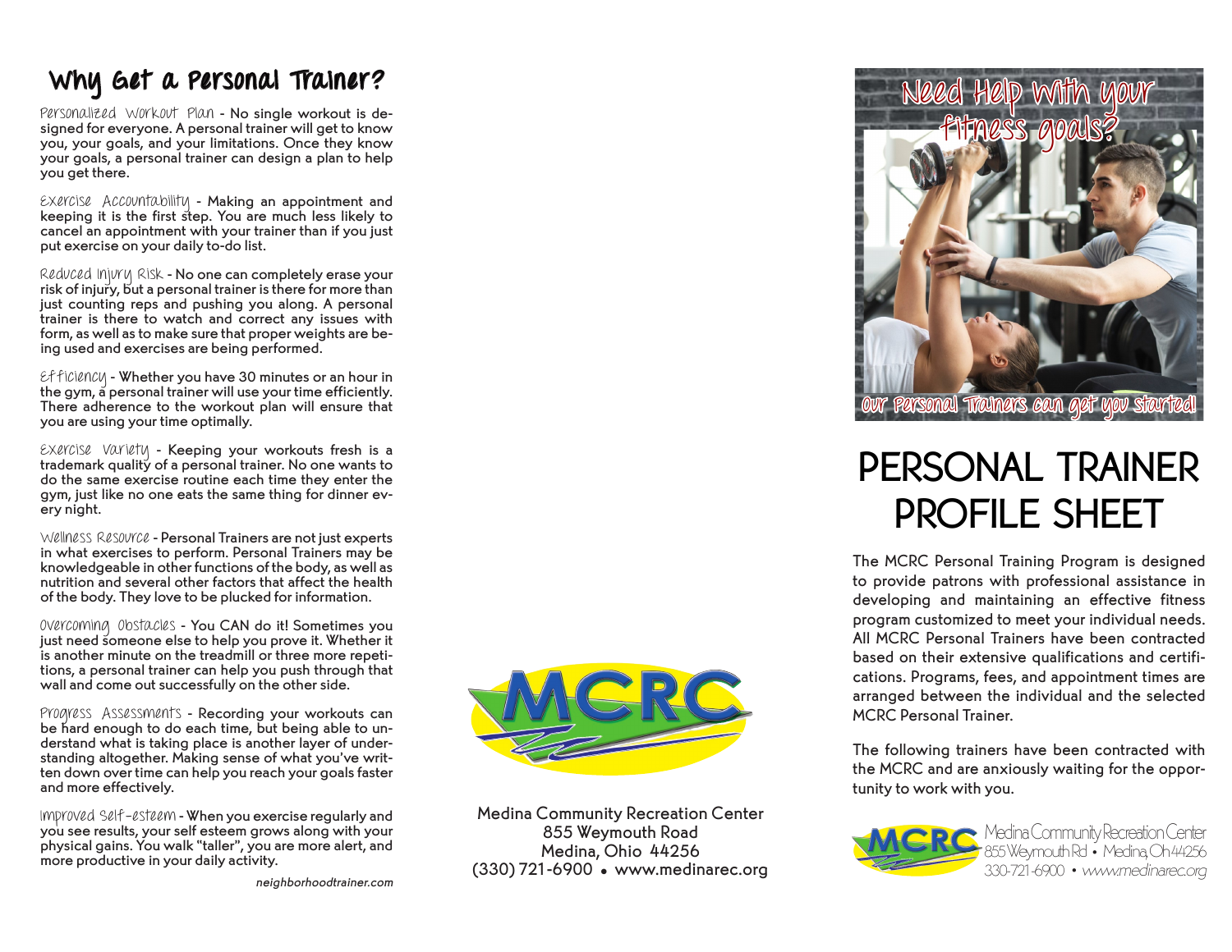## Why Get a Personal Trainer?

**Personalized Workout Plan** - No single workout is designed for everyone. A personal trainer will get to know you, your goals, and your limitations. Once they know your goals, a personal trainer can design a plan to help you get there.

**Exercise Accountability** - Making an appointment and keeping it is the first step. You are much less likely to cancel an appointment with your trainer than if you just put exercise on your daily to-do list.

**Reduced Injury Risk** - No one can completely erase your risk of injury, but a personal trainer is there for more than just counting reps and pushing you along. A personal trainer is there to watch and correct any issues with form, as well as to make sure that proper weights are being used and exercises are being performed.

**Efficiency** - Whether you have 30 minutes or an hour in the gym, a personal trainer will use your time efficiently. There adherence to the workout plan will ensure that you are using your time optimally.

**Exercise Variety** - Keeping your workouts fresh is a trademark quality of a personal trainer. No one wants to do the same exercise routine each time they enter the gym, just like no one eats the same thing for dinner every night.

**Wellness Resource** - Personal Trainers are not just experts in what exercises to perform. Personal Trainers may be knowledgeable in other functions of the body, as well as nutrition and several other factors that affect the health of the body. They love to be plucked for information.

**Overcoming Obstacles** - You CAN do it! Sometimes you just need someone else to help you prove it. Whether it is another minute on the treadmill or three more repetitions, a personal trainer can help you push through that wall and come out successfully on the other side.

**Progress Assessments** - Recording your workouts can be hard enough to do each time, but being able to understand what is taking place is another layer of understanding altogether. Making sense of what you've written down over time can help you reach your goals faster and more effectively.

**Improved Self-esteem** - When you exercise regularly and you see results, your self esteem grows along with your physical gains. You walk "taller", you are more alert, and more productive in your daily activity.

*neighborhoodtrainer.com*

MCRC

Medina Community Recreation Center
855 Weymouth Road
Medina, Ohio 44256
(330) 721-6900 • www.medinarec.org

Need Help with your fitness goals?

Our Personal Trainers can get you started!

# PERSONAL TRAINER PROFILE SHEET

The MCRC Personal Training Program is designed to provide patrons with professional assistance in developing and maintaining an effective fitness program customized to meet your individual needs. All MCRC Personal Trainers have been contracted based on their extensive qualifications and certifications. Programs, fees, and appointment times are arranged between the individual and the selected MCRC Personal Trainer.

The following trainers have been contracted with the MCRC and are anxiously waiting for the opportunity to work with you.

MCRC

Medina Community Recreation Center
855 Weymouth Rd • Medina, Oh 44256
330-721-6900 • *www.medinarec.org*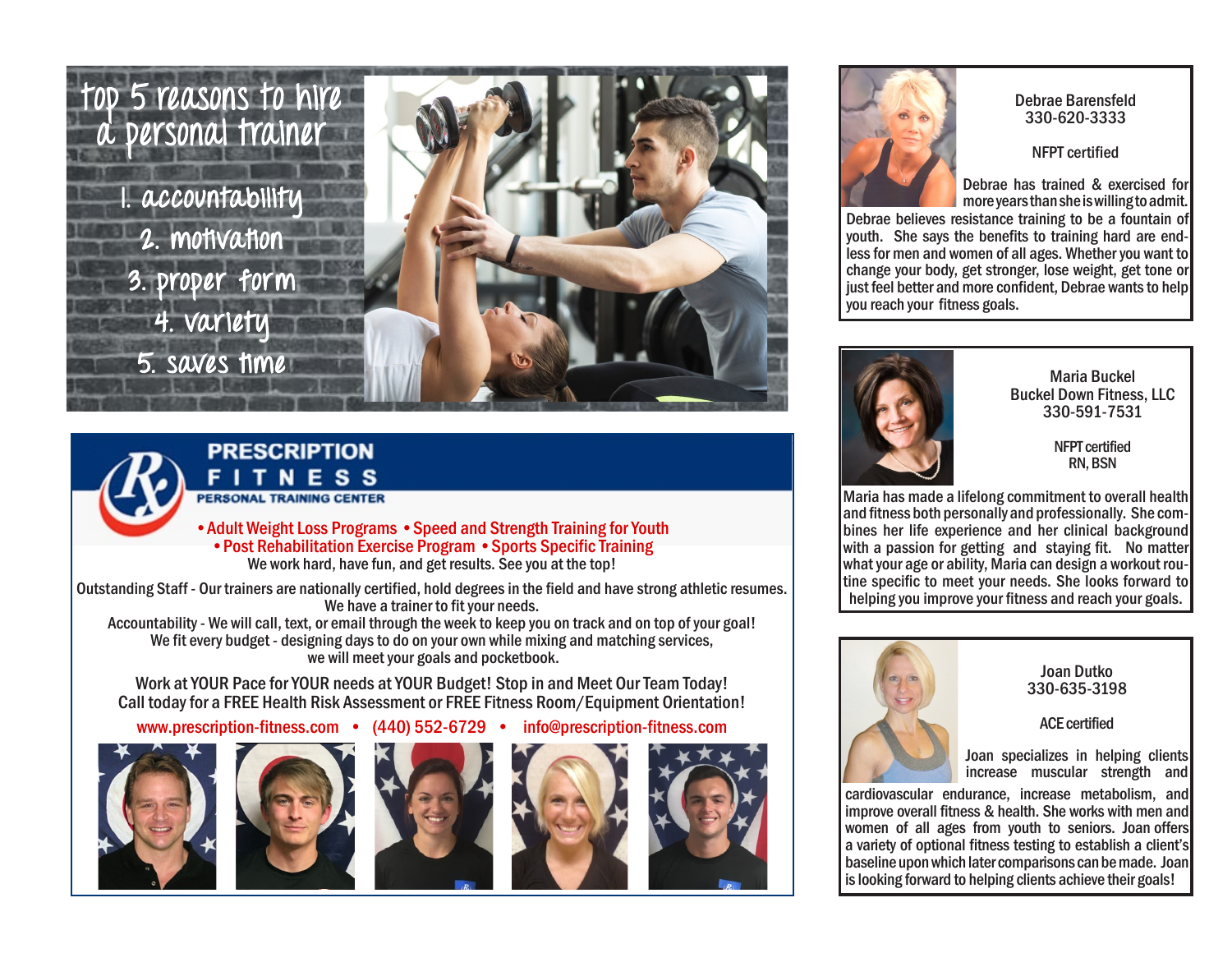# top 5 reasons to hire a personal trainer

1. accountability
2. motivation
3. proper form
4. variety
5. saves time

## PRESCRIPTION FITNESS

PERSONAL TRAINING CENTER

• Adult Weight Loss Programs • Speed and Strength Training for Youth
• Post Rehabilitation Exercise Program • Sports Specific Training

We work hard, have fun, and get results. See you at the top!

Outstanding Staff - Our trainers are nationally certified, hold degrees in the field and have strong athletic resumes. We have a trainer to fit your needs.

Accountability - We will call, text, or email through the week to keep you on track and on top of your goal!

We fit every budget - designing days to do on your own while mixing and matching services, we will meet your goals and pocketbook.

Work at YOUR Pace for YOUR needs at YOUR Budget! Stop in and Meet Our Team Today!
Call today for a FREE Health Risk Assessment or FREE Fitness Room/Equipment Orientation!

www.prescription-fitness.com • (440) 552-6729 • info@prescription-fitness.com

---

**Debrae Barensfeld**
330-620-3333

NFPT certified

Debrae has trained & exercised for more years than she is willing to admit. Debrae believes resistance training to be a fountain of youth. She says the benefits to training hard are endless for men and women of all ages. Whether you want to change your body, get stronger, lose weight, get tone or just feel better and more confident, Debrae wants to help you reach your fitness goals.

---

**Maria Buckel**
Buckel Down Fitness, LLC
330-591-7531

NFPT certified
RN, BSN

Maria has made a lifelong commitment to overall health and fitness both personally and professionally. She combines her life experience and her clinical background with a passion for getting and staying fit. No matter what your age or ability, Maria can design a workout routine specific to meet your needs. She looks forward to helping you improve your fitness and reach your goals.

---

**Joan Dutko**
330-635-3198

ACE certified

Joan specializes in helping clients increase muscular strength and cardiovascular endurance, increase metabolism, and improve overall fitness & health. She works with men and women of all ages from youth to seniors. Joan offers a variety of optional fitness testing to establish a client's baseline upon which later comparisons can be made. Joan is looking forward to helping clients achieve their goals!